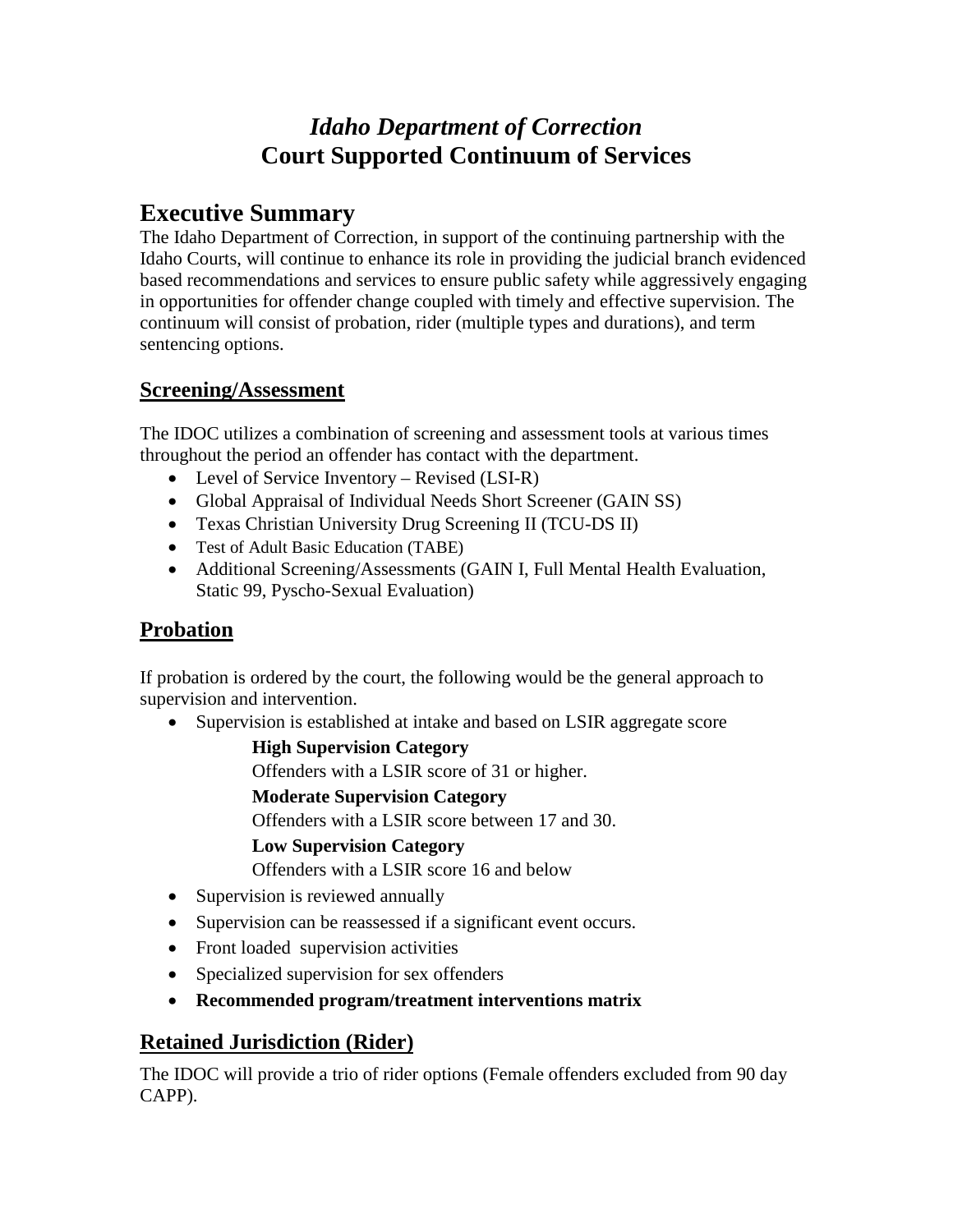# *Idaho Department of Correction*
# **Court Supported Continuum of Services**

## Executive Summary

The Idaho Department of Correction, in support of the continuing partnership with the Idaho Courts, will continue to enhance its role in providing the judicial branch evidenced based recommendations and services to ensure public safety while aggressively engaging in opportunities for offender change coupled with timely and effective supervision. The continuum will consist of probation, rider (multiple types and durations), and term sentencing options.

### Screening/Assessment

The IDOC utilizes a combination of screening and assessment tools at various times throughout the period an offender has contact with the department.

- Level of Service Inventory – Revised (LSI-R)
- Global Appraisal of Individual Needs Short Screener (GAIN SS)
- Texas Christian University Drug Screening II (TCU-DS II)
- Test of Adult Basic Education (TABE)
- Additional Screening/Assessments (GAIN I, Full Mental Health Evaluation, Static 99, Pyscho-Sexual Evaluation)

## Probation

If probation is ordered by the court, the following would be the general approach to supervision and intervention.

- Supervision is established at intake and based on LSIR aggregate score

  **High Supervision Category**

  Offenders with a LSIR score of 31 or higher.

  **Moderate Supervision Category**

  Offenders with a LSIR score between 17 and 30.

  **Low Supervision Category**

  Offenders with a LSIR score 16 and below
- Supervision is reviewed annually
- Supervision can be reassessed if a significant event occurs.
- Front loaded supervision activities
- Specialized supervision for sex offenders
- **Recommended program/treatment interventions matrix**

## Retained Jurisdiction (Rider)

The IDOC will provide a trio of rider options (Female offenders excluded from 90 day CAPP).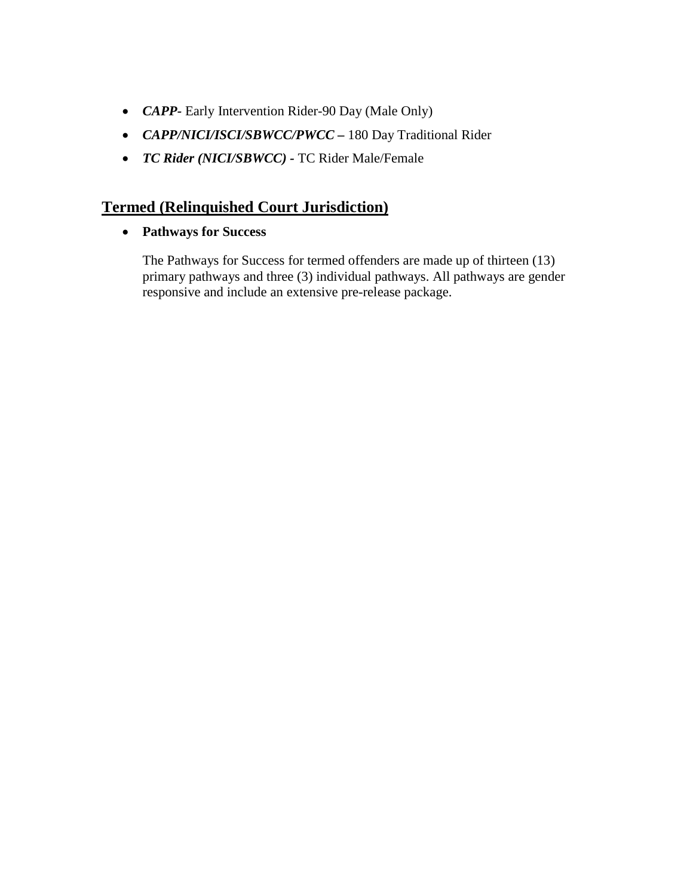- ***CAPP-*** Early Intervention Rider-90 Day (Male Only)
- ***CAPP/NICI/ISCI/SBWCC/PWCC –*** 180 Day Traditional Rider
- ***TC Rider (NICI/SBWCC) -*** TC Rider Male/Female

## Termed (Relinquished Court Jurisdiction)

- **Pathways for Success**

  The Pathways for Success for termed offenders are made up of thirteen (13) primary pathways and three (3) individual pathways. All pathways are gender responsive and include an extensive pre-release package.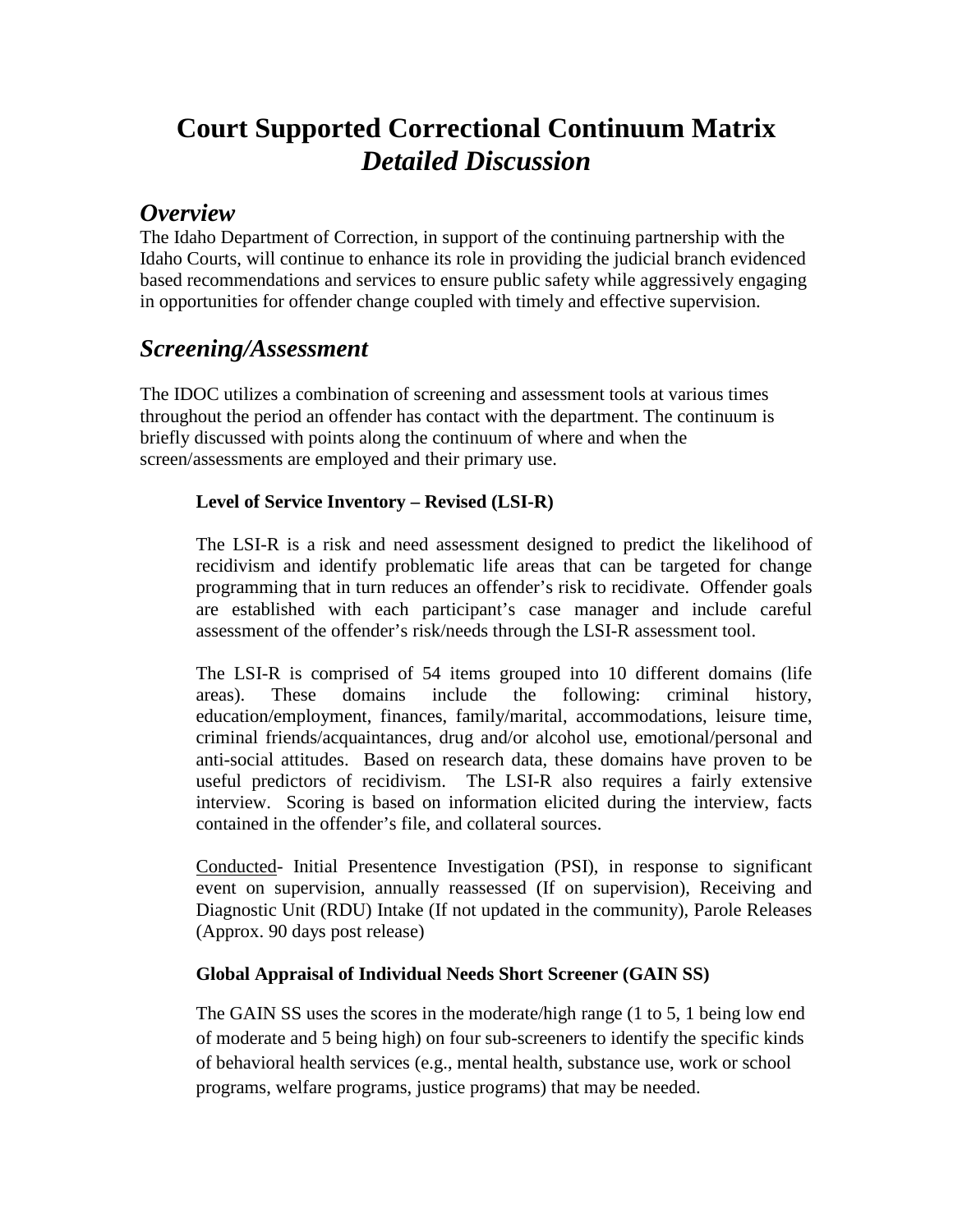# Court Supported Correctional Continuum Matrix
# *Detailed Discussion*

## *Overview*

The Idaho Department of Correction, in support of the continuing partnership with the Idaho Courts, will continue to enhance its role in providing the judicial branch evidenced based recommendations and services to ensure public safety while aggressively engaging in opportunities for offender change coupled with timely and effective supervision.

## *Screening/Assessment*

The IDOC utilizes a combination of screening and assessment tools at various times throughout the period an offender has contact with the department. The continuum is briefly discussed with points along the continuum of where and when the screen/assessments are employed and their primary use.

### Level of Service Inventory – Revised (LSI-R)

The LSI-R is a risk and need assessment designed to predict the likelihood of recidivism and identify problematic life areas that can be targeted for change programming that in turn reduces an offender's risk to recidivate. Offender goals are established with each participant's case manager and include careful assessment of the offender's risk/needs through the LSI-R assessment tool.

The LSI-R is comprised of 54 items grouped into 10 different domains (life areas). These domains include the following: criminal history, education/employment, finances, family/marital, accommodations, leisure time, criminal friends/acquaintances, drug and/or alcohol use, emotional/personal and anti-social attitudes. Based on research data, these domains have proven to be useful predictors of recidivism. The LSI-R also requires a fairly extensive interview. Scoring is based on information elicited during the interview, facts contained in the offender's file, and collateral sources.

<u>Conducted</u>- Initial Presentence Investigation (PSI), in response to significant event on supervision, annually reassessed (If on supervision), Receiving and Diagnostic Unit (RDU) Intake (If not updated in the community), Parole Releases (Approx. 90 days post release)

### Global Appraisal of Individual Needs Short Screener (GAIN SS)

The GAIN SS uses the scores in the moderate/high range (1 to 5, 1 being low end of moderate and 5 being high) on four sub-screeners to identify the specific kinds of behavioral health services (e.g., mental health, substance use, work or school programs, welfare programs, justice programs) that may be needed.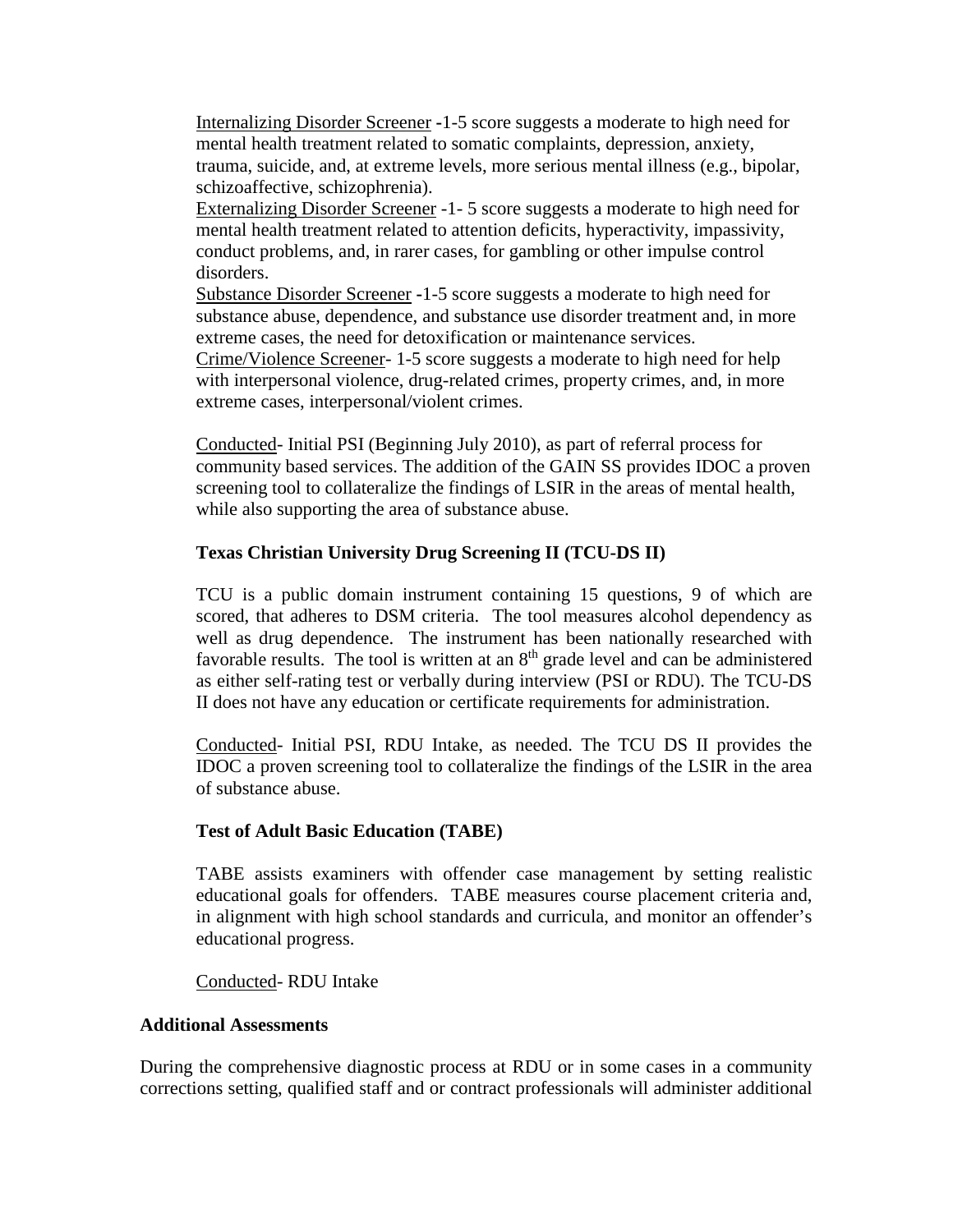Internalizing Disorder Screener -1-5 score suggests a moderate to high need for mental health treatment related to somatic complaints, depression, anxiety, trauma, suicide, and, at extreme levels, more serious mental illness (e.g., bipolar, schizoaffective, schizophrenia).
Externalizing Disorder Screener -1- 5 score suggests a moderate to high need for mental health treatment related to attention deficits, hyperactivity, impassivity, conduct problems, and, in rarer cases, for gambling or other impulse control disorders.
Substance Disorder Screener -1-5 score suggests a moderate to high need for substance abuse, dependence, and substance use disorder treatment and, in more extreme cases, the need for detoxification or maintenance services.
Crime/Violence Screener- 1-5 score suggests a moderate to high need for help with interpersonal violence, drug-related crimes, property crimes, and, in more extreme cases, interpersonal/violent crimes.

Conducted- Initial PSI (Beginning July 2010), as part of referral process for community based services. The addition of the GAIN SS provides IDOC a proven screening tool to collateralize the findings of LSIR in the areas of mental health, while also supporting the area of substance abuse.

**Texas Christian University Drug Screening II (TCU-DS II)**

TCU is a public domain instrument containing 15 questions, 9 of which are scored, that adheres to DSM criteria. The tool measures alcohol dependency as well as drug dependence. The instrument has been nationally researched with favorable results. The tool is written at an 8th grade level and can be administered as either self-rating test or verbally during interview (PSI or RDU). The TCU-DS II does not have any education or certificate requirements for administration.

Conducted- Initial PSI, RDU Intake, as needed. The TCU DS II provides the IDOC a proven screening tool to collateralize the findings of the LSIR in the area of substance abuse.

**Test of Adult Basic Education (TABE)**

TABE assists examiners with offender case management by setting realistic educational goals for offenders. TABE measures course placement criteria and, in alignment with high school standards and curricula, and monitor an offender's educational progress.

Conducted- RDU Intake

**Additional Assessments**

During the comprehensive diagnostic process at RDU or in some cases in a community corrections setting, qualified staff and or contract professionals will administer additional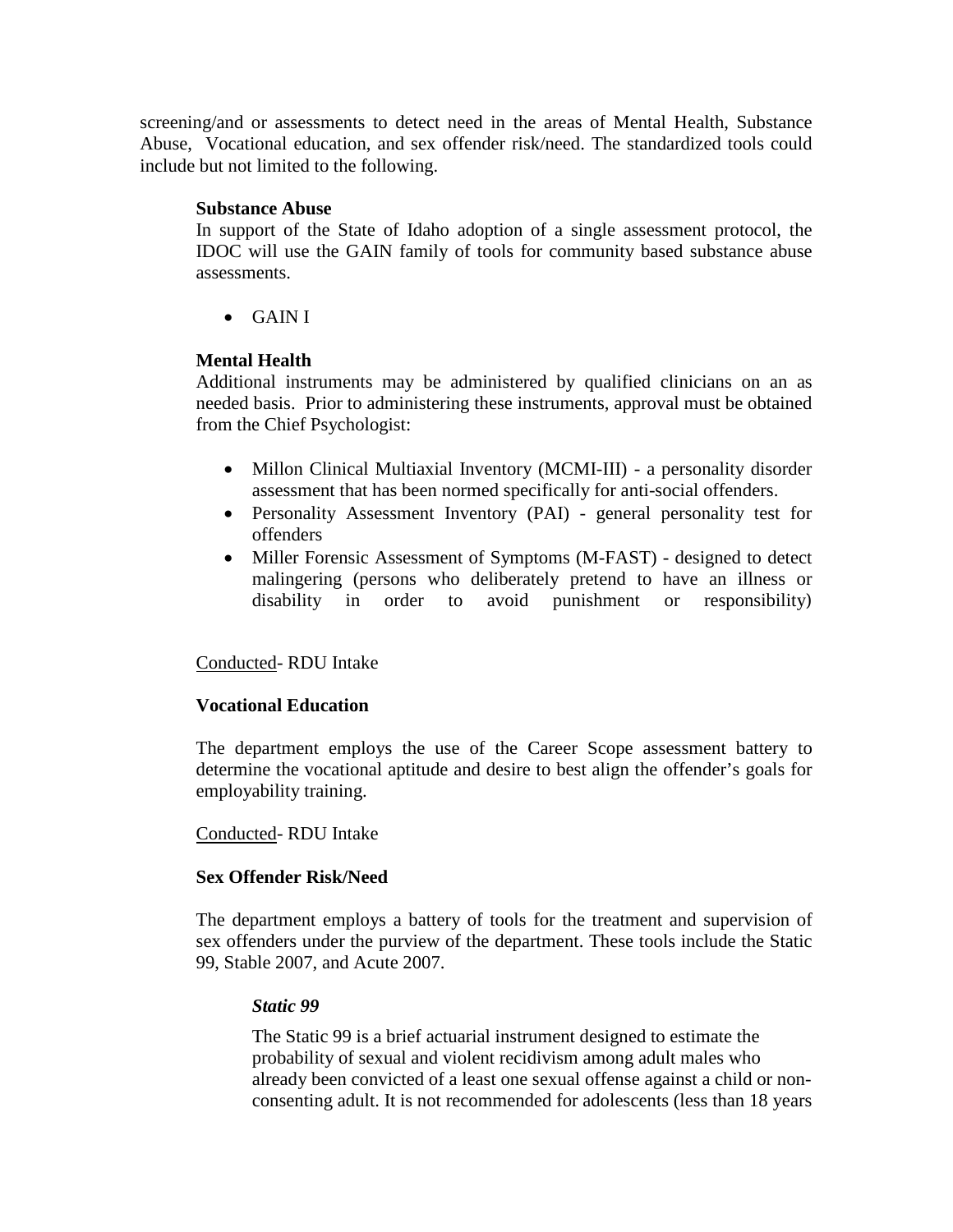screening/and or assessments to detect need in the areas of Mental Health, Substance Abuse, Vocational education, and sex offender risk/need. The standardized tools could include but not limited to the following.

**Substance Abuse**

In support of the State of Idaho adoption of a single assessment protocol, the IDOC will use the GAIN family of tools for community based substance abuse assessments.

- GAIN I

**Mental Health**

Additional instruments may be administered by qualified clinicians on an as needed basis. Prior to administering these instruments, approval must be obtained from the Chief Psychologist:

- Millon Clinical Multiaxial Inventory (MCMI-III) - a personality disorder assessment that has been normed specifically for anti-social offenders.
- Personality Assessment Inventory (PAI) - general personality test for offenders
- Miller Forensic Assessment of Symptoms (M-FAST) - designed to detect malingering (persons who deliberately pretend to have an illness or disability in order to avoid punishment or responsibility)

<u>Conducted</u>- RDU Intake

**Vocational Education**

The department employs the use of the Career Scope assessment battery to determine the vocational aptitude and desire to best align the offender's goals for employability training.

<u>Conducted</u>- RDU Intake

**Sex Offender Risk/Need**

The department employs a battery of tools for the treatment and supervision of sex offenders under the purview of the department. These tools include the Static 99, Stable 2007, and Acute 2007.

***Static 99***

The Static 99 is a brief actuarial instrument designed to estimate the probability of sexual and violent recidivism among adult males who already been convicted of a least one sexual offense against a child or non-consenting adult. It is not recommended for adolescents (less than 18 years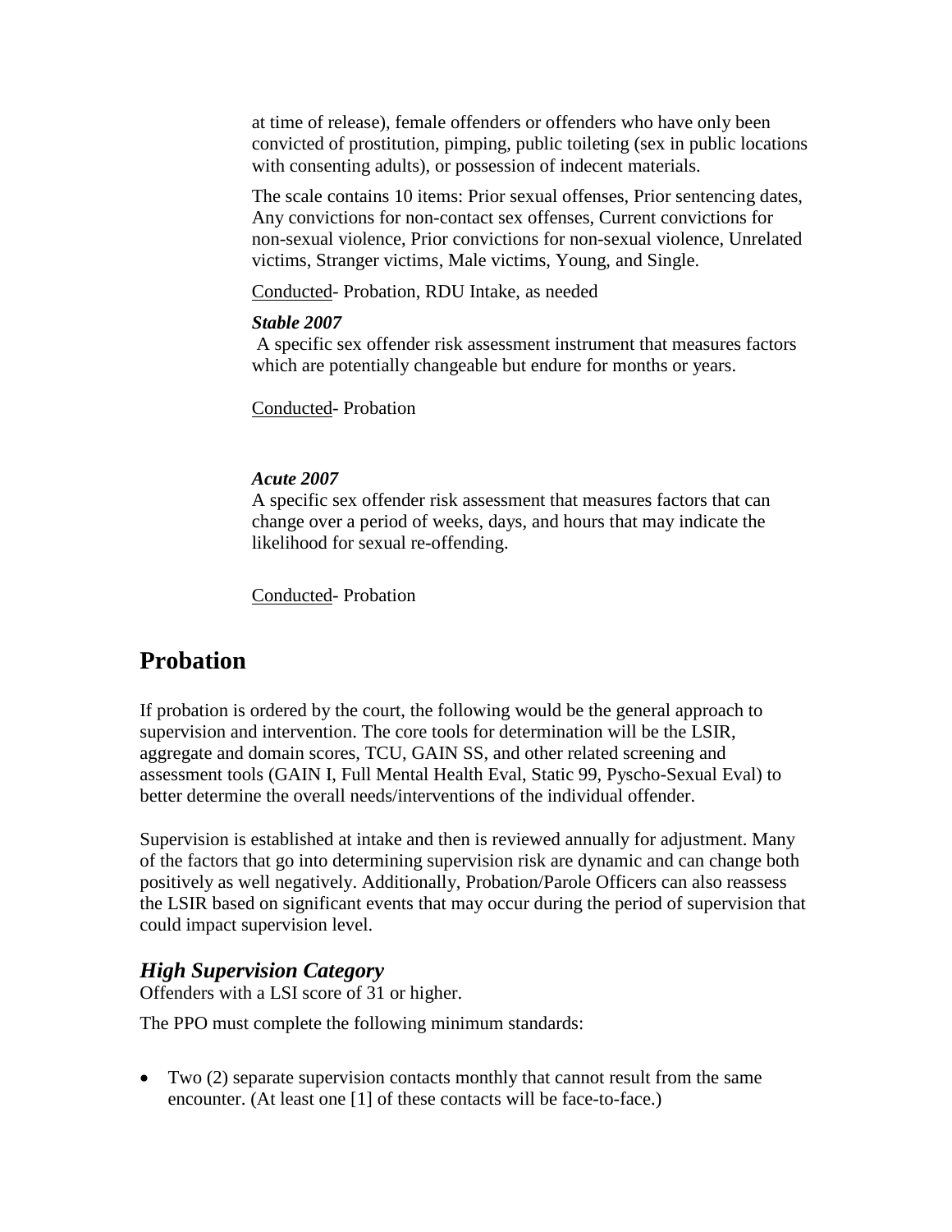at time of release), female offenders or offenders who have only been convicted of prostitution, pimping, public toileting (sex in public locations with consenting adults), or possession of indecent materials.

The scale contains 10 items: Prior sexual offenses, Prior sentencing dates, Any convictions for non-contact sex offenses, Current convictions for non-sexual violence, Prior convictions for non-sexual violence, Unrelated victims, Stranger victims, Male victims, Young, and Single.

Conducted- Probation, RDU Intake, as needed

***Stable 2007***

A specific sex offender risk assessment instrument that measures factors which are potentially changeable but endure for months or years.

Conducted- Probation

***Acute 2007***

A specific sex offender risk assessment that measures factors that can change over a period of weeks, days, and hours that may indicate the likelihood for sexual re-offending.

Conducted- Probation

## Probation

If probation is ordered by the court, the following would be the general approach to supervision and intervention. The core tools for determination will be the LSIR, aggregate and domain scores, TCU, GAIN SS, and other related screening and assessment tools (GAIN I, Full Mental Health Eval, Static 99, Pyscho-Sexual Eval) to better determine the overall needs/interventions of the individual offender.

Supervision is established at intake and then is reviewed annually for adjustment. Many of the factors that go into determining supervision risk are dynamic and can change both positively as well negatively. Additionally, Probation/Parole Officers can also reassess the LSIR based on significant events that may occur during the period of supervision that could impact supervision level.

### *High Supervision Category*

Offenders with a LSI score of 31 or higher.

The PPO must complete the following minimum standards:

- Two (2) separate supervision contacts monthly that cannot result from the same encounter. (At least one [1] of these contacts will be face-to-face.)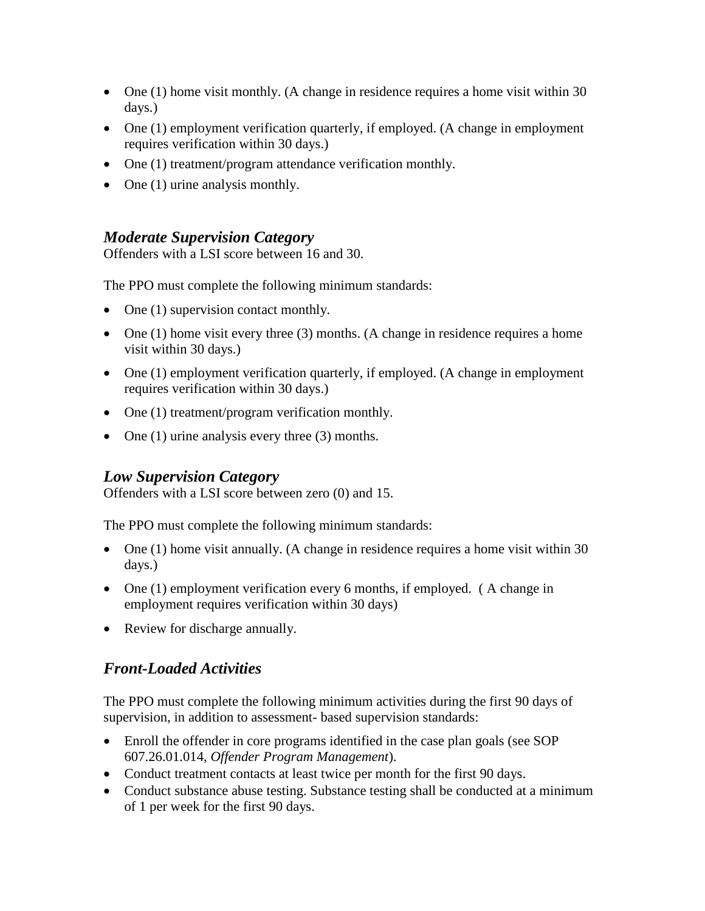- One (1) home visit monthly. (A change in residence requires a home visit within 30 days.)
- One (1) employment verification quarterly, if employed. (A change in employment requires verification within 30 days.)
- One (1) treatment/program attendance verification monthly.
- One (1) urine analysis monthly.

### *Moderate Supervision Category*

Offenders with a LSI score between 16 and 30.

The PPO must complete the following minimum standards:

- One (1) supervision contact monthly.
- One (1) home visit every three (3) months. (A change in residence requires a home visit within 30 days.)
- One (1) employment verification quarterly, if employed. (A change in employment requires verification within 30 days.)
- One (1) treatment/program verification monthly.
- One (1) urine analysis every three (3) months.

### *Low Supervision Category*

Offenders with a LSI score between zero (0) and 15.

The PPO must complete the following minimum standards:

- One (1) home visit annually. (A change in residence requires a home visit within 30 days.)
- One (1) employment verification every 6 months, if employed. ( A change in employment requires verification within 30 days)
- Review for discharge annually.

### *Front-Loaded Activities*

The PPO must complete the following minimum activities during the first 90 days of supervision, in addition to assessment- based supervision standards:

- Enroll the offender in core programs identified in the case plan goals (see SOP 607.26.01.014, *Offender Program Management*).
- Conduct treatment contacts at least twice per month for the first 90 days.
- Conduct substance abuse testing. Substance testing shall be conducted at a minimum of 1 per week for the first 90 days.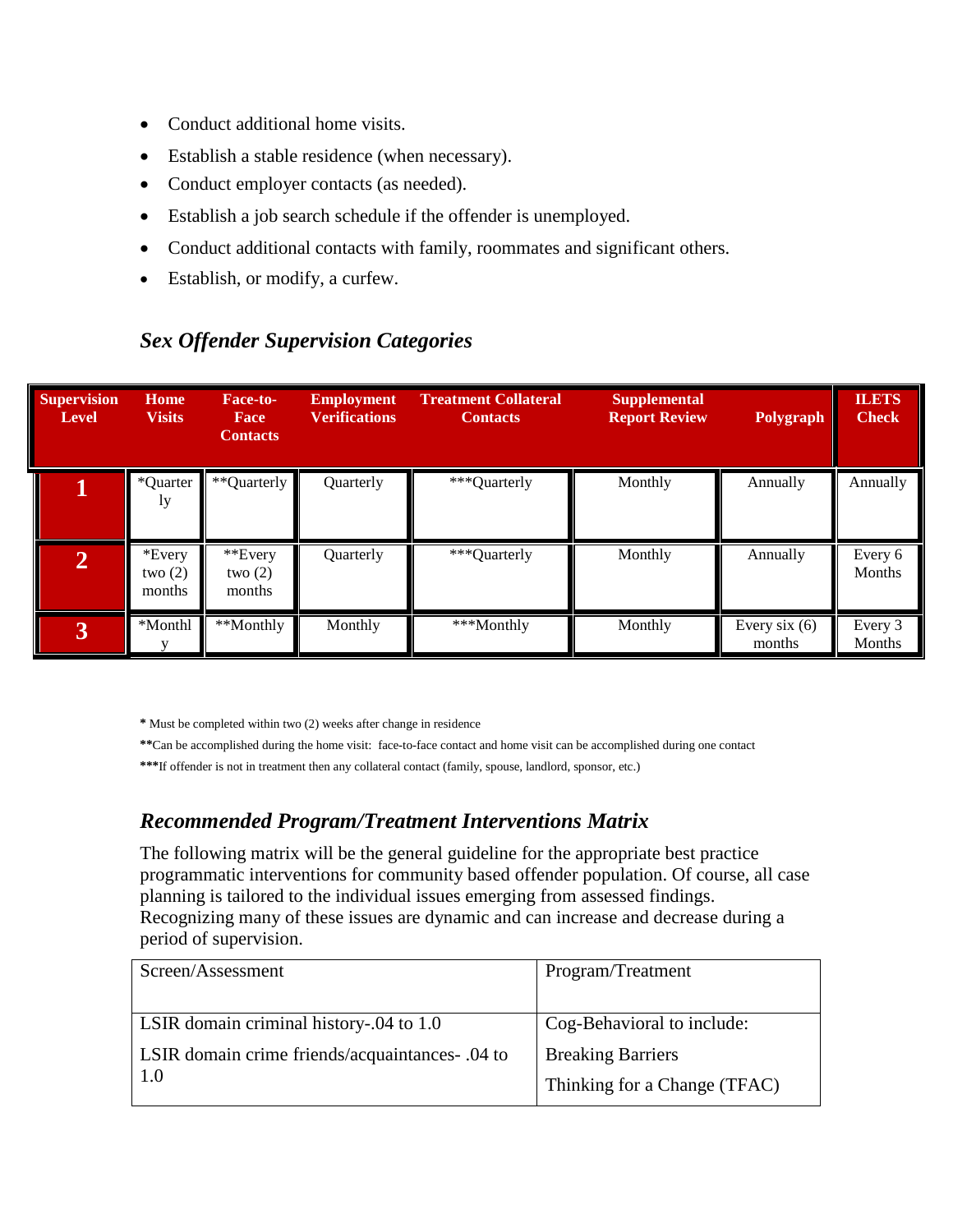- Conduct additional home visits.
- Establish a stable residence (when necessary).
- Conduct employer contacts (as needed).
- Establish a job search schedule if the offender is unemployed.
- Conduct additional contacts with family, roommates and significant others.
- Establish, or modify, a curfew.

### *Sex Offender Supervision Categories*

| Supervision Level | Home Visits | Face-to-Face Contacts | Employment Verifications | Treatment Collateral Contacts | Supplemental Report Review | Polygraph | ILETS Check |
|---|---|---|---|---|---|---|---|
| **1** | *Quarterly | **Quarterly | Quarterly | ***Quarterly | Monthly | Annually | Annually |
| **2** | *Every two (2) months | **Every two (2) months | Quarterly | ***Quarterly | Monthly | Annually | Every 6 Months |
| **3** | *Monthly | **Monthly | Monthly | ***Monthly | Monthly | Every six (6) months | Every 3 Months |

**\*** Must be completed within two (2) weeks after change in residence

**\*\***Can be accomplished during the home visit: face-to-face contact and home visit can be accomplished during one contact

**\*\*\***If offender is not in treatment then any collateral contact (family, spouse, landlord, sponsor, etc.)

### *Recommended Program/Treatment Interventions Matrix*

The following matrix will be the general guideline for the appropriate best practice programmatic interventions for community based offender population. Of course, all case planning is tailored to the individual issues emerging from assessed findings. Recognizing many of these issues are dynamic and can increase and decrease during a period of supervision.

| Screen/Assessment | Program/Treatment |
|---|---|
| LSIR domain criminal history-.04 to 1.0<br>LSIR domain crime friends/acquaintances- .04 to 1.0 | Cog-Behavioral to include:<br>Breaking Barriers<br>Thinking for a Change (TFAC) |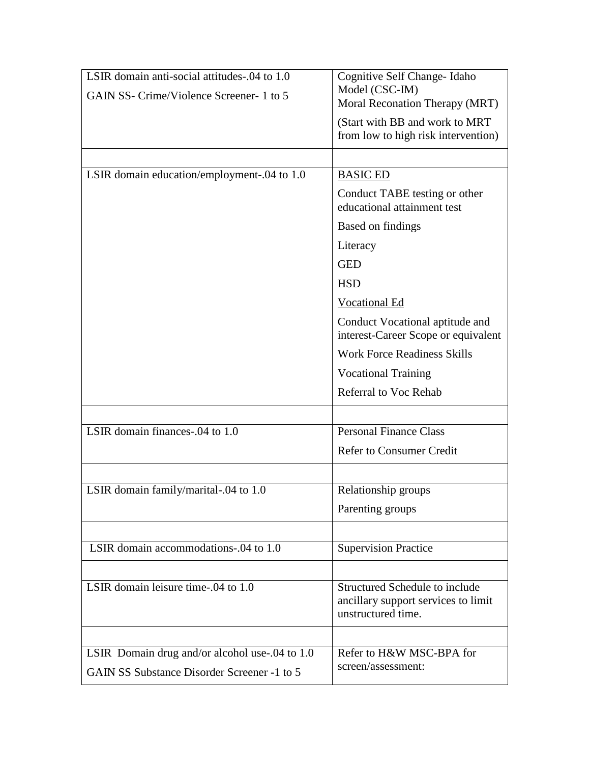| | |
|---|---|
| LSIR domain anti-social attitudes-.04 to 1.0<br><br>GAIN SS- Crime/Violence Screener- 1 to 5 | Cognitive Self Change- Idaho Model (CSC-IM)<br>Moral Reconation Therapy (MRT)<br><br>(Start with BB and work to MRT from low to high risk intervention) |
| | |
| LSIR domain education/employment-.04 to 1.0 | <u>BASIC ED</u><br><br>Conduct TABE testing or other educational attainment test<br><br>Based on findings<br><br>Literacy<br><br>GED<br><br>HSD<br><br><u>Vocational Ed</u><br><br>Conduct Vocational aptitude and interest-Career Scope or equivalent<br><br>Work Force Readiness Skills<br><br>Vocational Training<br><br>Referral to Voc Rehab |
| | |
| LSIR domain finances-.04 to 1.0 | Personal Finance Class<br><br>Refer to Consumer Credit |
| | |
| LSIR domain family/marital-.04 to 1.0 | Relationship groups<br><br>Parenting groups |
| | |
| LSIR domain accommodations-.04 to 1.0 | Supervision Practice |
| | |
| LSIR domain leisure time-.04 to 1.0 | Structured Schedule to include ancillary support services to limit unstructured time. |
| | |
| LSIR Domain drug and/or alcohol use-.04 to 1.0<br><br>GAIN SS Substance Disorder Screener -1 to 5 | Refer to H&W MSC-BPA for screen/assessment: |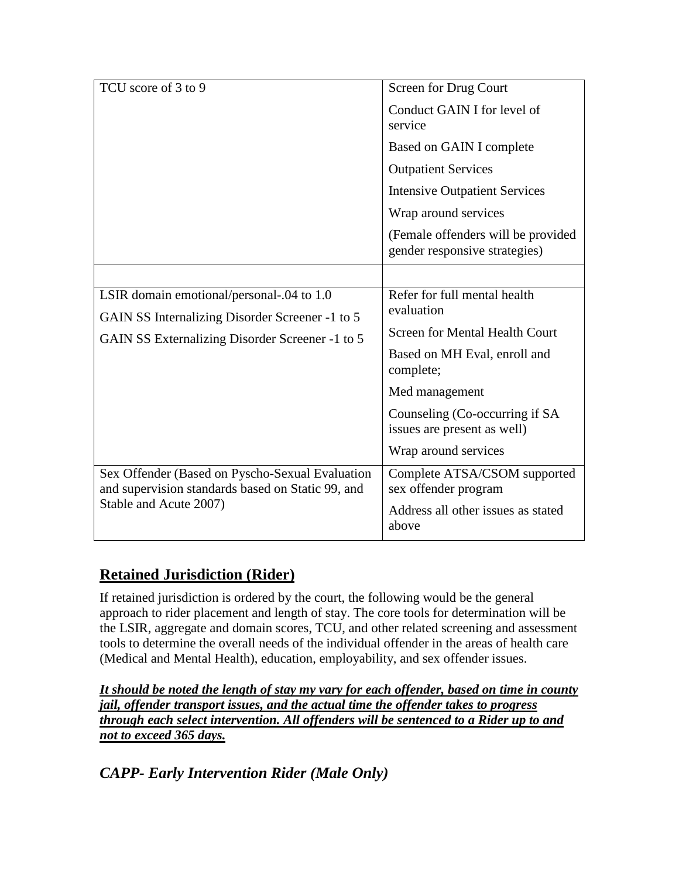| | |
|---|---|
| TCU score of 3 to 9 | Screen for Drug Court<br>Conduct GAIN I for level of service<br>Based on GAIN I complete<br>Outpatient Services<br>Intensive Outpatient Services<br>Wrap around services<br>(Female offenders will be provided gender responsive strategies) |
| | |
| LSIR domain emotional/personal-.04 to 1.0<br>GAIN SS Internalizing Disorder Screener -1 to 5<br>GAIN SS Externalizing Disorder Screener -1 to 5 | Refer for full mental health evaluation<br>Screen for Mental Health Court<br>Based on MH Eval, enroll and complete;<br>Med management<br>Counseling (Co-occurring if SA issues are present as well)<br>Wrap around services |
| Sex Offender (Based on Pyscho-Sexual Evaluation and supervision standards based on Static 99, and Stable and Acute 2007) | Complete ATSA/CSOM supported sex offender program<br>Address all other issues as stated above |

## Retained Jurisdiction (Rider)

If retained jurisdiction is ordered by the court, the following would be the general approach to rider placement and length of stay. The core tools for determination will be the LSIR, aggregate and domain scores, TCU, and other related screening and assessment tools to determine the overall needs of the individual offender in the areas of health care (Medical and Mental Health), education, employability, and sex offender issues.

***It should be noted the length of stay my vary for each offender, based on time in county jail, offender transport issues, and the actual time the offender takes to progress through each select intervention. All offenders will be sentenced to a Rider up to and not to exceed 365 days.***

## *CAPP- Early Intervention Rider (Male Only)*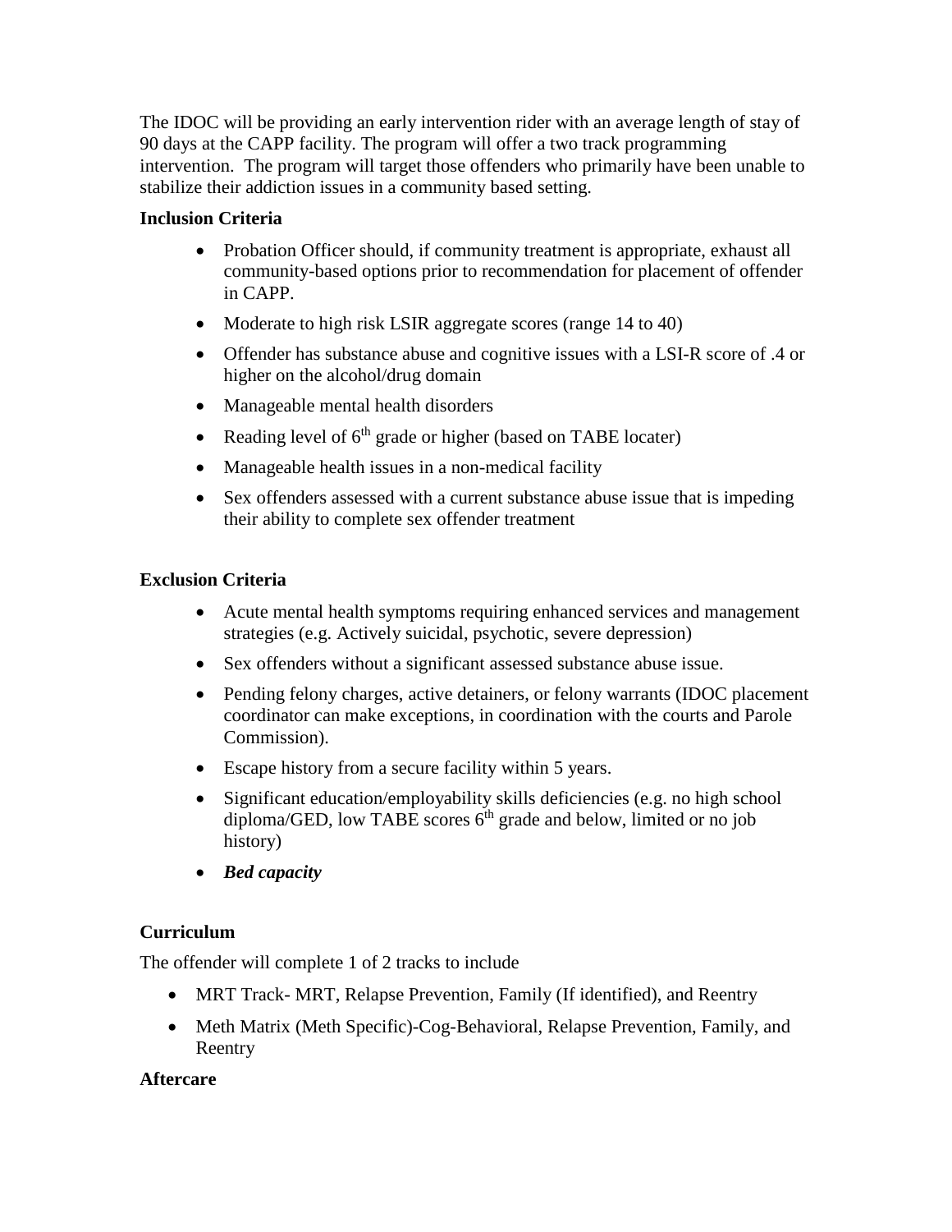The IDOC will be providing an early intervention rider with an average length of stay of 90 days at the CAPP facility. The program will offer a two track programming intervention. The program will target those offenders who primarily have been unable to stabilize their addiction issues in a community based setting.

**Inclusion Criteria**

- Probation Officer should, if community treatment is appropriate, exhaust all community-based options prior to recommendation for placement of offender in CAPP.
- Moderate to high risk LSIR aggregate scores (range 14 to 40)
- Offender has substance abuse and cognitive issues with a LSI-R score of .4 or higher on the alcohol/drug domain
- Manageable mental health disorders
- Reading level of 6th grade or higher (based on TABE locater)
- Manageable health issues in a non-medical facility
- Sex offenders assessed with a current substance abuse issue that is impeding their ability to complete sex offender treatment

**Exclusion Criteria**

- Acute mental health symptoms requiring enhanced services and management strategies (e.g. Actively suicidal, psychotic, severe depression)
- Sex offenders without a significant assessed substance abuse issue.
- Pending felony charges, active detainers, or felony warrants (IDOC placement coordinator can make exceptions, in coordination with the courts and Parole Commission).
- Escape history from a secure facility within 5 years.
- Significant education/employability skills deficiencies (e.g. no high school diploma/GED, low TABE scores 6th grade and below, limited or no job history)
- ***Bed capacity***

**Curriculum**

The offender will complete 1 of 2 tracks to include

- MRT Track- MRT, Relapse Prevention, Family (If identified), and Reentry
- Meth Matrix (Meth Specific)-Cog-Behavioral, Relapse Prevention, Family, and Reentry

**Aftercare**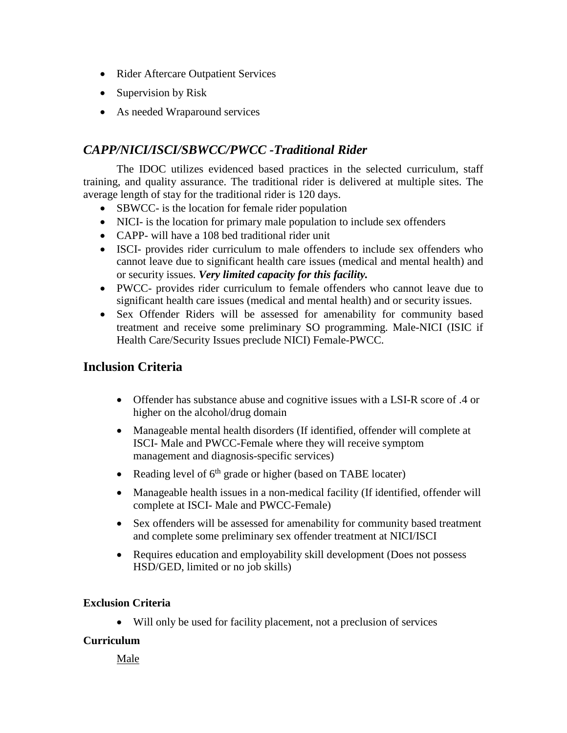- Rider Aftercare Outpatient Services
- Supervision by Risk
- As needed Wraparound services

## *CAPP/NICI/ISCI/SBWCC/PWCC -Traditional Rider*

The IDOC utilizes evidenced based practices in the selected curriculum, staff training, and quality assurance. The traditional rider is delivered at multiple sites. The average length of stay for the traditional rider is 120 days.

- SBWCC- is the location for female rider population
- NICI- is the location for primary male population to include sex offenders
- CAPP- will have a 108 bed traditional rider unit
- ISCI- provides rider curriculum to male offenders to include sex offenders who cannot leave due to significant health care issues (medical and mental health) and or security issues. ***Very limited capacity for this facility.***
- PWCC- provides rider curriculum to female offenders who cannot leave due to significant health care issues (medical and mental health) and or security issues.
- Sex Offender Riders will be assessed for amenability for community based treatment and receive some preliminary SO programming. Male-NICI (ISIC if Health Care/Security Issues preclude NICI) Female-PWCC.

## Inclusion Criteria

- Offender has substance abuse and cognitive issues with a LSI-R score of .4 or higher on the alcohol/drug domain
- Manageable mental health disorders (If identified, offender will complete at ISCI- Male and PWCC-Female where they will receive symptom management and diagnosis-specific services)
- Reading level of 6th grade or higher (based on TABE locater)
- Manageable health issues in a non-medical facility (If identified, offender will complete at ISCI- Male and PWCC-Female)
- Sex offenders will be assessed for amenability for community based treatment and complete some preliminary sex offender treatment at NICI/ISCI
- Requires education and employability skill development (Does not possess HSD/GED, limited or no job skills)

**Exclusion Criteria**

- Will only be used for facility placement, not a preclusion of services

**Curriculum**

Male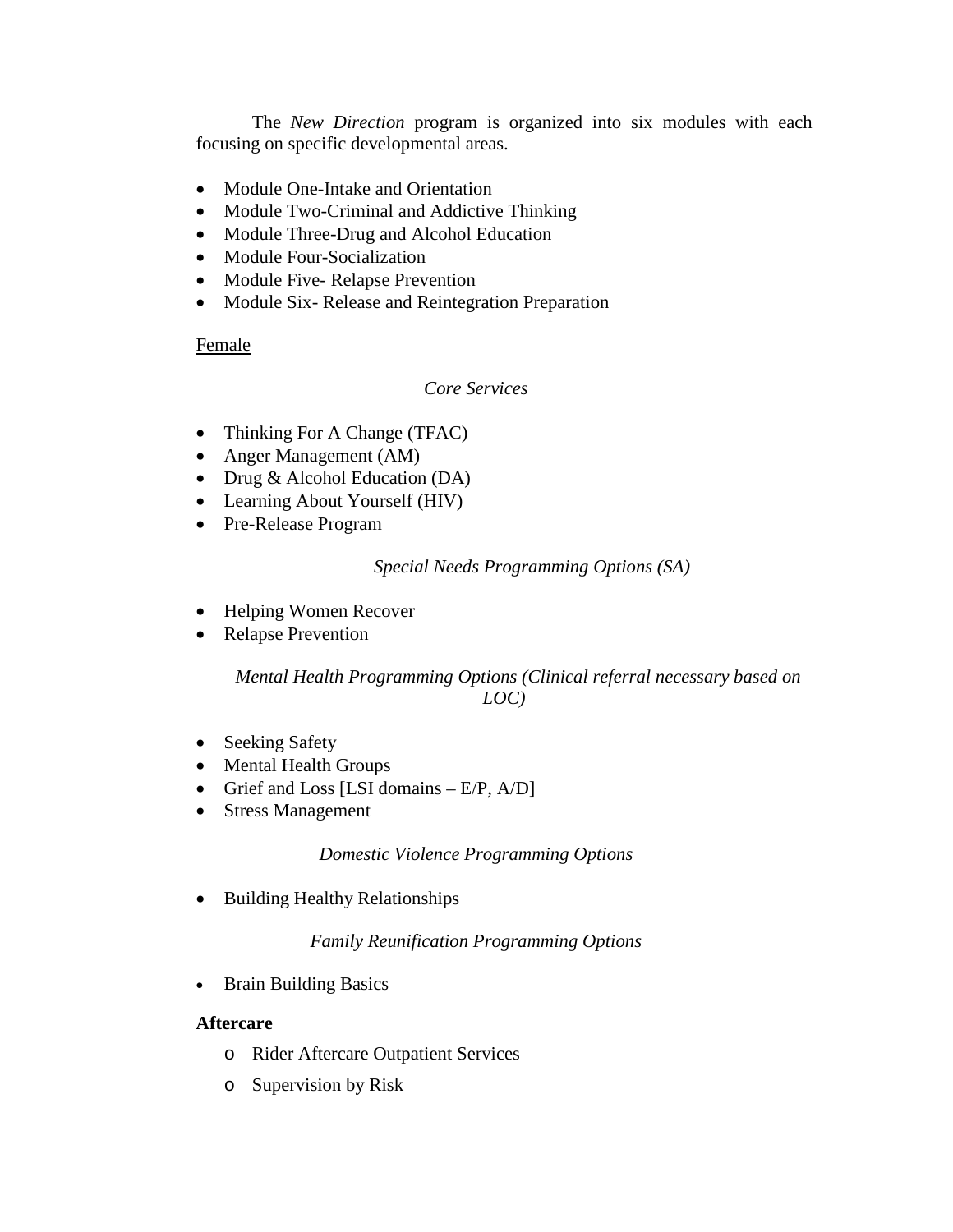The *New Direction* program is organized into six modules with each focusing on specific developmental areas.

- Module One-Intake and Orientation
- Module Two-Criminal and Addictive Thinking
- Module Three-Drug and Alcohol Education
- Module Four-Socialization
- Module Five- Relapse Prevention
- Module Six- Release and Reintegration Preparation

<u>Female</u>

*Core Services*

- Thinking For A Change (TFAC)
- Anger Management (AM)
- Drug & Alcohol Education (DA)
- Learning About Yourself (HIV)
- Pre-Release Program

*Special Needs Programming Options (SA)*

- Helping Women Recover
- Relapse Prevention

*Mental Health Programming Options (Clinical referral necessary based on LOC)*

- Seeking Safety
- Mental Health Groups
- Grief and Loss [LSI domains – E/P, A/D]
- Stress Management

*Domestic Violence Programming Options*

- Building Healthy Relationships

*Family Reunification Programming Options*

- Brain Building Basics

**Aftercare**

- Rider Aftercare Outpatient Services
- Supervision by Risk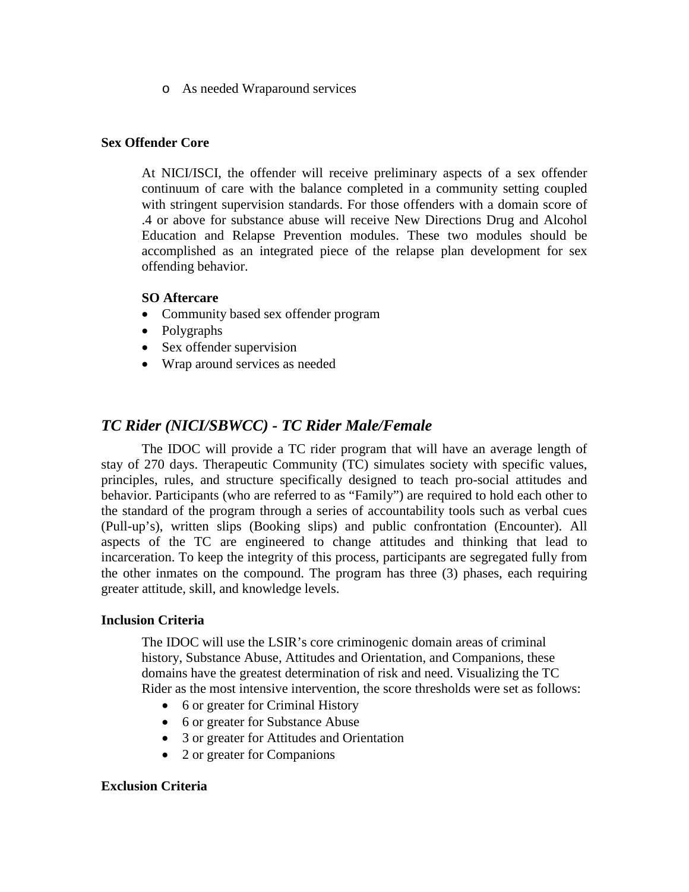- As needed Wraparound services

**Sex Offender Core**

At NICI/ISCI, the offender will receive preliminary aspects of a sex offender continuum of care with the balance completed in a community setting coupled with stringent supervision standards. For those offenders with a domain score of .4 or above for substance abuse will receive New Directions Drug and Alcohol Education and Relapse Prevention modules. These two modules should be accomplished as an integrated piece of the relapse plan development for sex offending behavior.

**SO Aftercare**

- Community based sex offender program
- Polygraphs
- Sex offender supervision
- Wrap around services as needed

## *TC Rider (NICI/SBWCC) - TC Rider Male/Female*

The IDOC will provide a TC rider program that will have an average length of stay of 270 days. Therapeutic Community (TC) simulates society with specific values, principles, rules, and structure specifically designed to teach pro-social attitudes and behavior. Participants (who are referred to as "Family") are required to hold each other to the standard of the program through a series of accountability tools such as verbal cues (Pull-up's), written slips (Booking slips) and public confrontation (Encounter). All aspects of the TC are engineered to change attitudes and thinking that lead to incarceration. To keep the integrity of this process, participants are segregated fully from the other inmates on the compound. The program has three (3) phases, each requiring greater attitude, skill, and knowledge levels.

**Inclusion Criteria**

The IDOC will use the LSIR's core criminogenic domain areas of criminal history, Substance Abuse, Attitudes and Orientation, and Companions, these domains have the greatest determination of risk and need. Visualizing the TC Rider as the most intensive intervention, the score thresholds were set as follows:

- 6 or greater for Criminal History
- 6 or greater for Substance Abuse
- 3 or greater for Attitudes and Orientation
- 2 or greater for Companions

**Exclusion Criteria**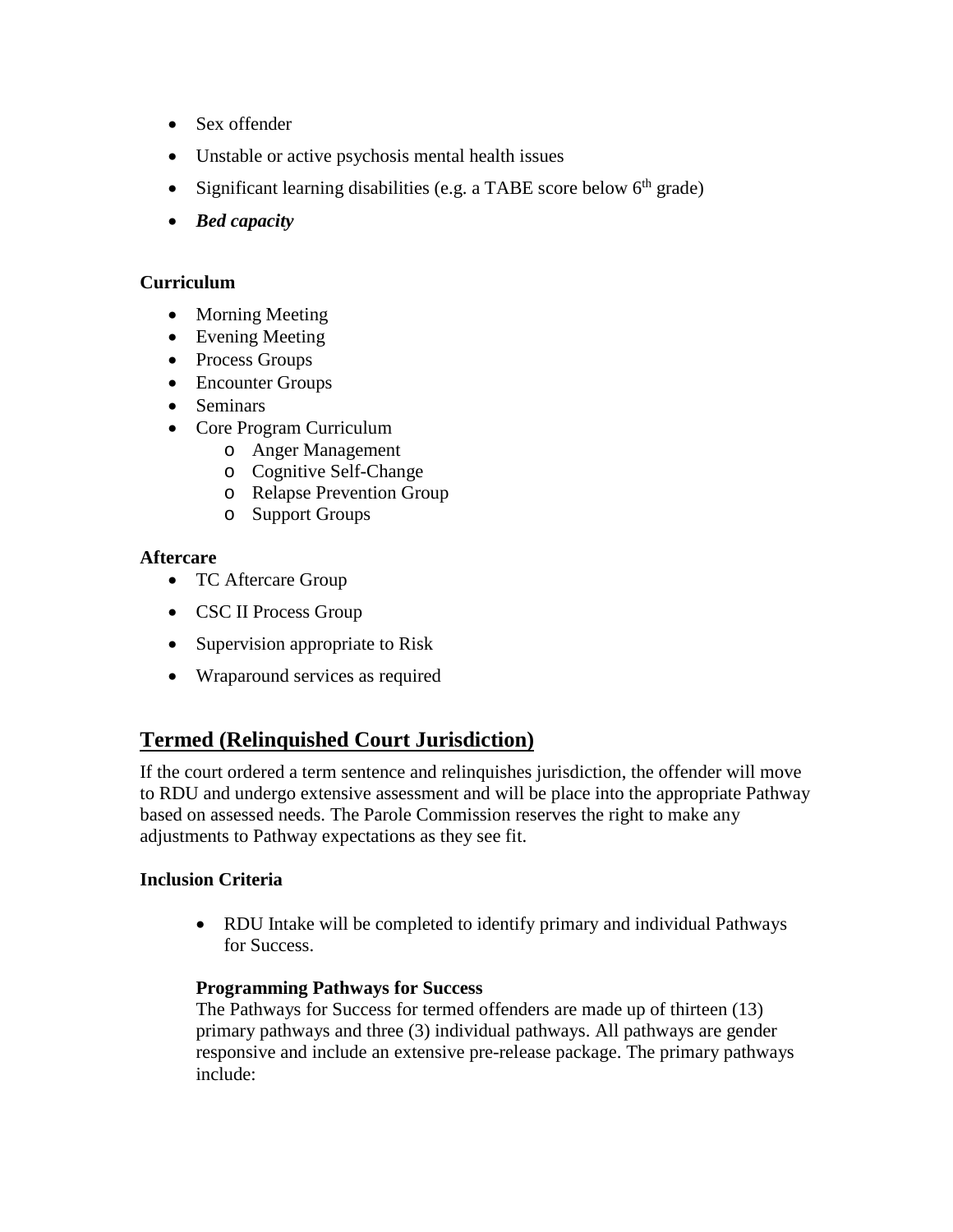- Sex offender
- Unstable or active psychosis mental health issues
- Significant learning disabilities (e.g. a TABE score below 6th grade)
- ***Bed capacity***

**Curriculum**

- Morning Meeting
- Evening Meeting
- Process Groups
- Encounter Groups
- Seminars
- Core Program Curriculum
  - Anger Management
  - Cognitive Self-Change
  - Relapse Prevention Group
  - Support Groups

**Aftercare**

- TC Aftercare Group
- CSC II Process Group
- Supervision appropriate to Risk
- Wraparound services as required

## Termed (Relinquished Court Jurisdiction)

If the court ordered a term sentence and relinquishes jurisdiction, the offender will move to RDU and undergo extensive assessment and will be place into the appropriate Pathway based on assessed needs. The Parole Commission reserves the right to make any adjustments to Pathway expectations as they see fit.

**Inclusion Criteria**

- RDU Intake will be completed to identify primary and individual Pathways for Success.

**Programming Pathways for Success**

The Pathways for Success for termed offenders are made up of thirteen (13) primary pathways and three (3) individual pathways. All pathways are gender responsive and include an extensive pre-release package. The primary pathways include: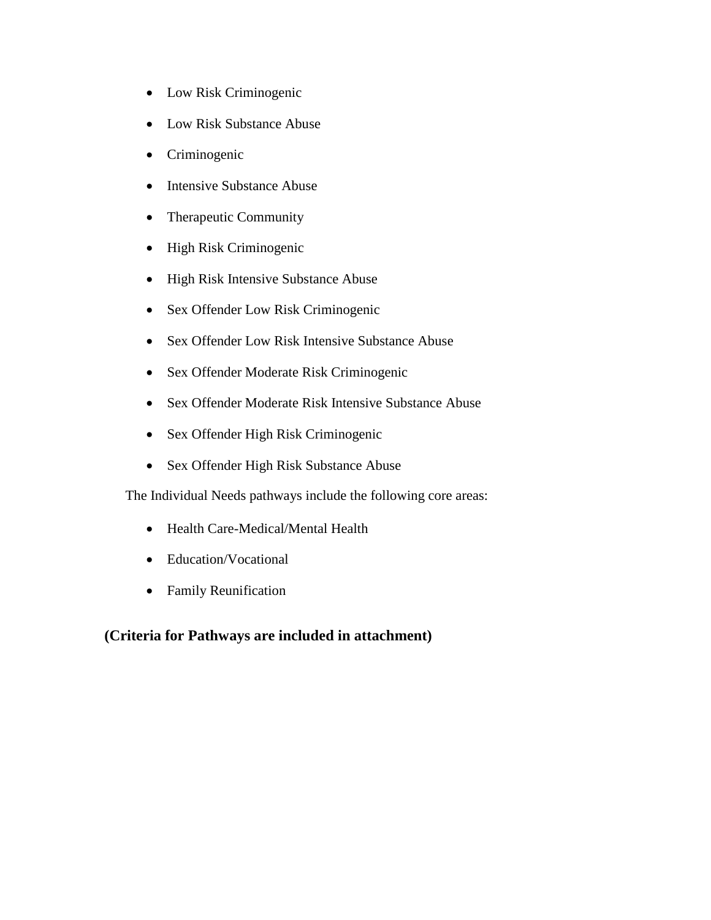- Low Risk Criminogenic
- Low Risk Substance Abuse
- Criminogenic
- Intensive Substance Abuse
- Therapeutic Community
- High Risk Criminogenic
- High Risk Intensive Substance Abuse
- Sex Offender Low Risk Criminogenic
- Sex Offender Low Risk Intensive Substance Abuse
- Sex Offender Moderate Risk Criminogenic
- Sex Offender Moderate Risk Intensive Substance Abuse
- Sex Offender High Risk Criminogenic
- Sex Offender High Risk Substance Abuse

The Individual Needs pathways include the following core areas:

- Health Care-Medical/Mental Health
- Education/Vocational
- Family Reunification

**(Criteria for Pathways are included in attachment)**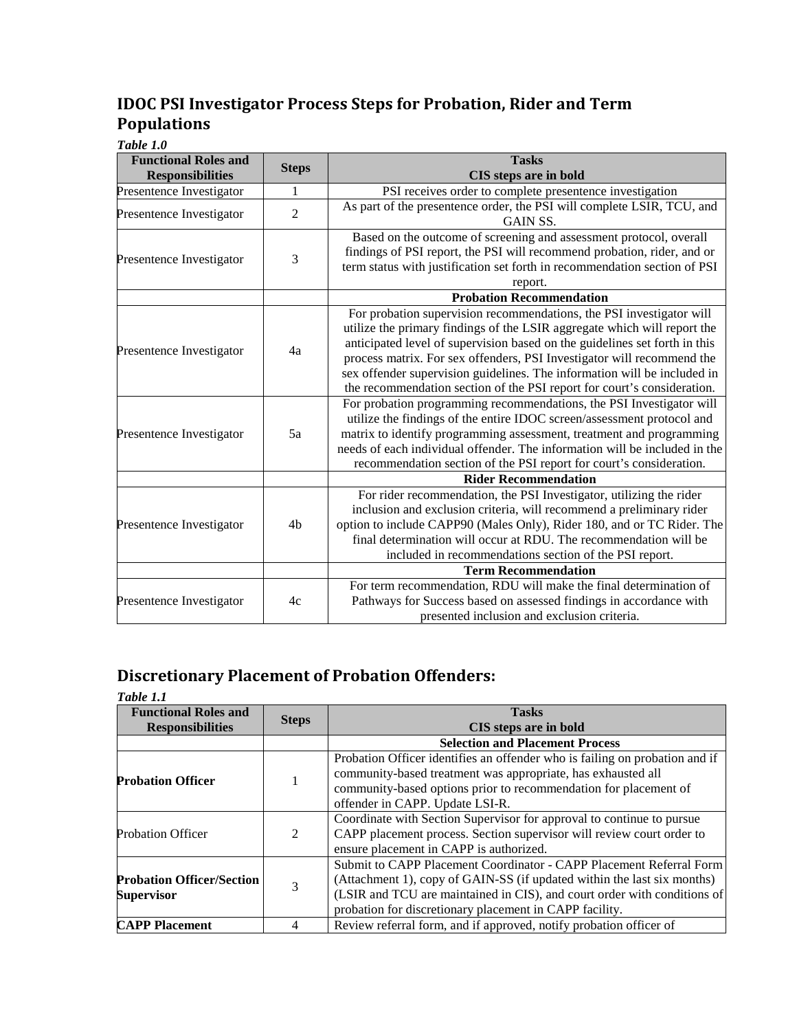## IDOC PSI Investigator Process Steps for Probation, Rider and Term Populations

***Table 1.0***

| Functional Roles and Responsibilities | Steps | Tasks<br>CIS steps are in bold |
|---|---|---|
| Presentence Investigator | 1 | PSI receives order to complete presentence investigation |
| Presentence Investigator | 2 | As part of the presentence order, the PSI will complete LSIR, TCU, and GAIN SS. |
| Presentence Investigator | 3 | Based on the outcome of screening and assessment protocol, overall findings of PSI report, the PSI will recommend probation, rider, and or term status with justification set forth in recommendation section of PSI report. |
| | | **Probation Recommendation** |
| Presentence Investigator | 4a | For probation supervision recommendations, the PSI investigator will utilize the primary findings of the LSIR aggregate which will report the anticipated level of supervision based on the guidelines set forth in this process matrix. For sex offenders, PSI Investigator will recommend the sex offender supervision guidelines. The information will be included in the recommendation section of the PSI report for court's consideration. |
| Presentence Investigator | 5a | For probation programming recommendations, the PSI Investigator will utilize the findings of the entire IDOC screen/assessment protocol and matrix to identify programming assessment, treatment and programming needs of each individual offender. The information will be included in the recommendation section of the PSI report for court's consideration. |
| | | **Rider Recommendation** |
| Presentence Investigator | 4b | For rider recommendation, the PSI Investigator, utilizing the rider inclusion and exclusion criteria, will recommend a preliminary rider option to include CAPP90 (Males Only), Rider 180, and or TC Rider. The final determination will occur at RDU. The recommendation will be included in recommendations section of the PSI report. |
| | | **Term Recommendation** |
| Presentence Investigator | 4c | For term recommendation, RDU will make the final determination of Pathways for Success based on assessed findings in accordance with presented inclusion and exclusion criteria. |

## Discretionary Placement of Probation Offenders:

***Table 1.1***

| Functional Roles and Responsibilities | Steps | Tasks<br>CIS steps are in bold |
|---|---|---|
| | | **Selection and Placement Process** |
| **Probation Officer** | 1 | Probation Officer identifies an offender who is failing on probation and if community-based treatment was appropriate, has exhausted all community-based options prior to recommendation for placement of offender in CAPP. Update LSI-R. |
| Probation Officer | 2 | Coordinate with Section Supervisor for approval to continue to pursue CAPP placement process. Section supervisor will review court order to ensure placement in CAPP is authorized. |
| **Probation Officer/Section Supervisor** | 3 | Submit to CAPP Placement Coordinator - CAPP Placement Referral Form (Attachment 1), copy of GAIN-SS (if updated within the last six months) (LSIR and TCU are maintained in CIS), and court order with conditions of probation for discretionary placement in CAPP facility. |
| **CAPP Placement** | 4 | Review referral form, and if approved, notify probation officer of |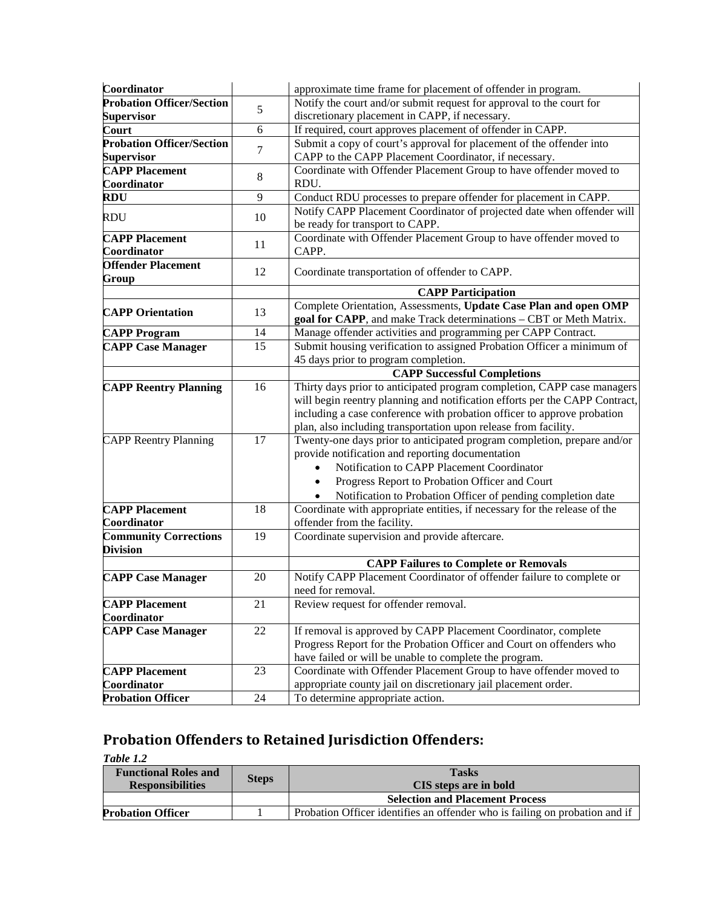| | | |
|---|---|---|
| **Coordinator** | | approximate time frame for placement of offender in program. |
| **Probation Officer/Section Supervisor** | 5 | Notify the court and/or submit request for approval to the court for discretionary placement in CAPP, if necessary. |
| **Court** | 6 | If required, court approves placement of offender in CAPP. |
| **Probation Officer/Section Supervisor** | 7 | Submit a copy of court's approval for placement of the offender into CAPP to the CAPP Placement Coordinator, if necessary. |
| **CAPP Placement Coordinator** | 8 | Coordinate with Offender Placement Group to have offender moved to RDU. |
| **RDU** | 9 | Conduct RDU processes to prepare offender for placement in CAPP. |
| RDU | 10 | Notify CAPP Placement Coordinator of projected date when offender will be ready for transport to CAPP. |
| **CAPP Placement Coordinator** | 11 | Coordinate with Offender Placement Group to have offender moved to CAPP. |
| **Offender Placement Group** | 12 | Coordinate transportation of offender to CAPP. |
| | | **CAPP Participation** |
| **CAPP Orientation** | 13 | Complete Orientation, Assessments, **Update Case Plan and open OMP goal for CAPP**, and make Track determinations – CBT or Meth Matrix. |
| **CAPP Program** | 14 | Manage offender activities and programming per CAPP Contract. |
| **CAPP Case Manager** | 15 | Submit housing verification to assigned Probation Officer a minimum of 45 days prior to program completion. |
| | | **CAPP Successful Completions** |
| **CAPP Reentry Planning** | 16 | Thirty days prior to anticipated program completion, CAPP case managers will begin reentry planning and notification efforts per the CAPP Contract, including a case conference with probation officer to approve probation plan, also including transportation upon release from facility. |
| CAPP Reentry Planning | 17 | Twenty-one days prior to anticipated program completion, prepare and/or provide notification and reporting documentation<br>• Notification to CAPP Placement Coordinator<br>• Progress Report to Probation Officer and Court<br>• Notification to Probation Officer of pending completion date |
| **CAPP Placement Coordinator** | 18 | Coordinate with appropriate entities, if necessary for the release of the offender from the facility. |
| **Community Corrections Division** | 19 | Coordinate supervision and provide aftercare. |
| | | **CAPP Failures to Complete or Removals** |
| **CAPP Case Manager** | 20 | Notify CAPP Placement Coordinator of offender failure to complete or need for removal. |
| **CAPP Placement Coordinator** | 21 | Review request for offender removal. |
| **CAPP Case Manager** | 22 | If removal is approved by CAPP Placement Coordinator, complete Progress Report for the Probation Officer and Court on offenders who have failed or will be unable to complete the program. |
| **CAPP Placement Coordinator** | 23 | Coordinate with Offender Placement Group to have offender moved to appropriate county jail on discretionary jail placement order. |
| **Probation Officer** | 24 | To determine appropriate action. |

## Probation Offenders to Retained Jurisdiction Offenders:

***Table 1.2***

| Functional Roles and Responsibilities | Steps | Tasks<br>CIS steps are in bold |
|---|---|---|
| | | **Selection and Placement Process** |
| **Probation Officer** | 1 | Probation Officer identifies an offender who is failing on probation and if |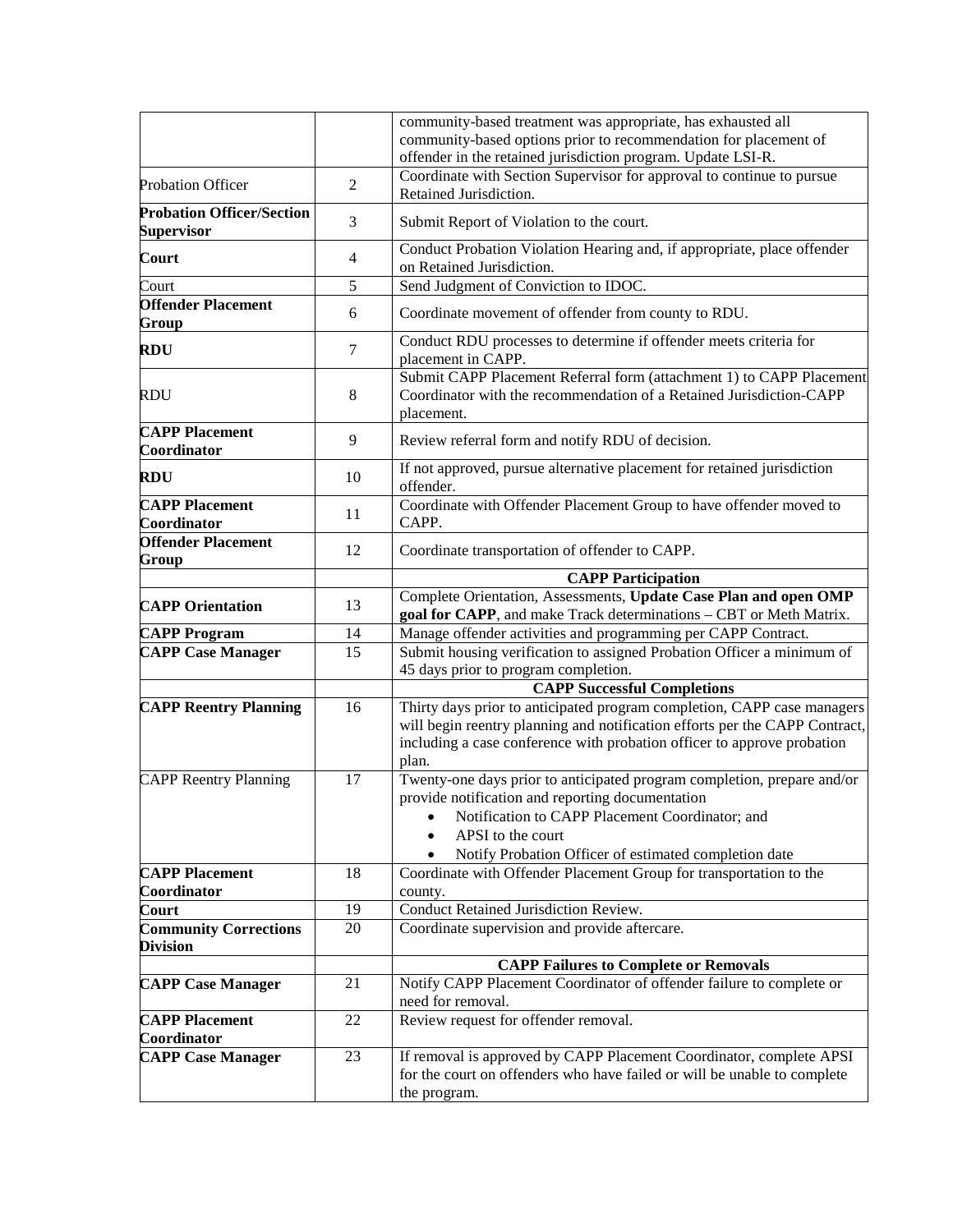| | | |
|---|---|---|
| | | community-based treatment was appropriate, has exhausted all community-based options prior to recommendation for placement of offender in the retained jurisdiction program. Update LSI-R. |
| Probation Officer | 2 | Coordinate with Section Supervisor for approval to continue to pursue Retained Jurisdiction. |
| **Probation Officer/Section Supervisor** | 3 | Submit Report of Violation to the court. |
| **Court** | 4 | Conduct Probation Violation Hearing and, if appropriate, place offender on Retained Jurisdiction. |
| Court | 5 | Send Judgment of Conviction to IDOC. |
| **Offender Placement Group** | 6 | Coordinate movement of offender from county to RDU. |
| **RDU** | 7 | Conduct RDU processes to determine if offender meets criteria for placement in CAPP. |
| RDU | 8 | Submit CAPP Placement Referral form (attachment 1) to CAPP Placement Coordinator with the recommendation of a Retained Jurisdiction-CAPP placement. |
| **CAPP Placement Coordinator** | 9 | Review referral form and notify RDU of decision. |
| **RDU** | 10 | If not approved, pursue alternative placement for retained jurisdiction offender. |
| **CAPP Placement Coordinator** | 11 | Coordinate with Offender Placement Group to have offender moved to CAPP. |
| **Offender Placement Group** | 12 | Coordinate transportation of offender to CAPP. |
| | | **CAPP Participation** |
| **CAPP Orientation** | 13 | Complete Orientation, Assessments, **Update Case Plan and open OMP goal for CAPP**, and make Track determinations – CBT or Meth Matrix. |
| **CAPP Program** | 14 | Manage offender activities and programming per CAPP Contract. |
| **CAPP Case Manager** | 15 | Submit housing verification to assigned Probation Officer a minimum of 45 days prior to program completion. |
| | | **CAPP Successful Completions** |
| **CAPP Reentry Planning** | 16 | Thirty days prior to anticipated program completion, CAPP case managers will begin reentry planning and notification efforts per the CAPP Contract, including a case conference with probation officer to approve probation plan. |
| CAPP Reentry Planning | 17 | Twenty-one days prior to anticipated program completion, prepare and/or provide notification and reporting documentation<br>• Notification to CAPP Placement Coordinator; and<br>• APSI to the court<br>• Notify Probation Officer of estimated completion date |
| **CAPP Placement Coordinator** | 18 | Coordinate with Offender Placement Group for transportation to the county. |
| **Court** | 19 | Conduct Retained Jurisdiction Review. |
| **Community Corrections Division** | 20 | Coordinate supervision and provide aftercare. |
| | | **CAPP Failures to Complete or Removals** |
| **CAPP Case Manager** | 21 | Notify CAPP Placement Coordinator of offender failure to complete or need for removal. |
| **CAPP Placement Coordinator** | 22 | Review request for offender removal. |
| **CAPP Case Manager** | 23 | If removal is approved by CAPP Placement Coordinator, complete APSI for the court on offenders who have failed or will be unable to complete the program. |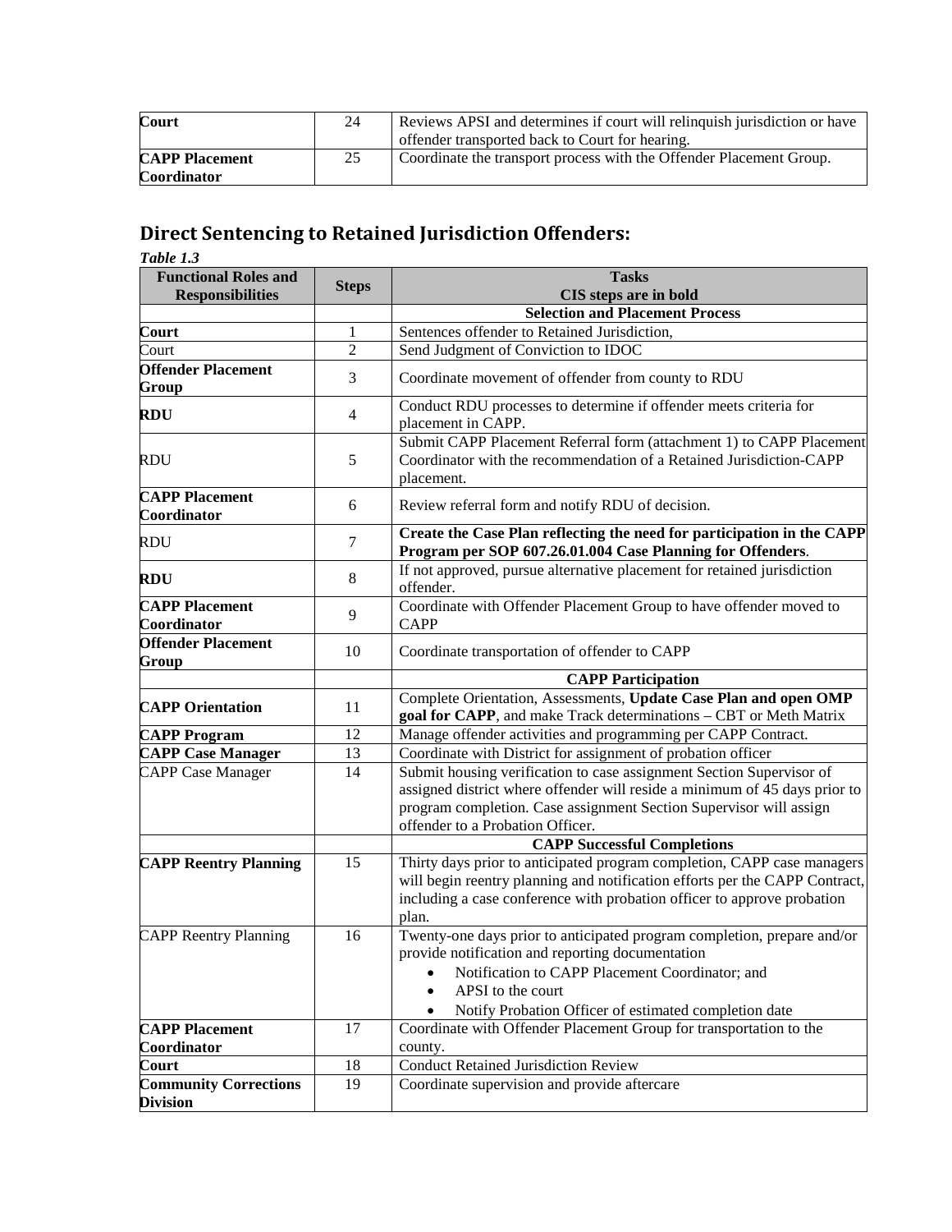| | | |
|---|---|---|
| **Court** | 24 | Reviews APSI and determines if court will relinquish jurisdiction or have offender transported back to Court for hearing. |
| **CAPP Placement Coordinator** | 25 | Coordinate the transport process with the Offender Placement Group. |

## Direct Sentencing to Retained Jurisdiction Offenders:

***Table 1.3***

| Functional Roles and Responsibilities | Steps | Tasks<br>CIS steps are in bold |
|---|---|---|
| | | **Selection and Placement Process** |
| **Court** | 1 | Sentences offender to Retained Jurisdiction, |
| Court | 2 | Send Judgment of Conviction to IDOC |
| **Offender Placement Group** | 3 | Coordinate movement of offender from county to RDU |
| **RDU** | 4 | Conduct RDU processes to determine if offender meets criteria for placement in CAPP. |
| RDU | 5 | Submit CAPP Placement Referral form (attachment 1) to CAPP Placement Coordinator with the recommendation of a Retained Jurisdiction-CAPP placement. |
| **CAPP Placement Coordinator** | 6 | Review referral form and notify RDU of decision. |
| RDU | 7 | **Create the Case Plan reflecting the need for participation in the CAPP Program per SOP 607.26.01.004 Case Planning for Offenders**. |
| **RDU** | 8 | If not approved, pursue alternative placement for retained jurisdiction offender. |
| **CAPP Placement Coordinator** | 9 | Coordinate with Offender Placement Group to have offender moved to CAPP |
| **Offender Placement Group** | 10 | Coordinate transportation of offender to CAPP |
| | | **CAPP Participation** |
| **CAPP Orientation** | 11 | Complete Orientation, Assessments, **Update Case Plan and open OMP goal for CAPP**, and make Track determinations – CBT or Meth Matrix |
| **CAPP Program** | 12 | Manage offender activities and programming per CAPP Contract. |
| **CAPP Case Manager** | 13 | Coordinate with District for assignment of probation officer |
| CAPP Case Manager | 14 | Submit housing verification to case assignment Section Supervisor of assigned district where offender will reside a minimum of 45 days prior to program completion. Case assignment Section Supervisor will assign offender to a Probation Officer. |
| | | **CAPP Successful Completions** |
| **CAPP Reentry Planning** | 15 | Thirty days prior to anticipated program completion, CAPP case managers will begin reentry planning and notification efforts per the CAPP Contract, including a case conference with probation officer to approve probation plan. |
| CAPP Reentry Planning | 16 | Twenty-one days prior to anticipated program completion, prepare and/or provide notification and reporting documentation<br>• Notification to CAPP Placement Coordinator; and<br>• APSI to the court<br>• Notify Probation Officer of estimated completion date |
| **CAPP Placement Coordinator** | 17 | Coordinate with Offender Placement Group for transportation to the county. |
| **Court** | 18 | Conduct Retained Jurisdiction Review |
| **Community Corrections Division** | 19 | Coordinate supervision and provide aftercare |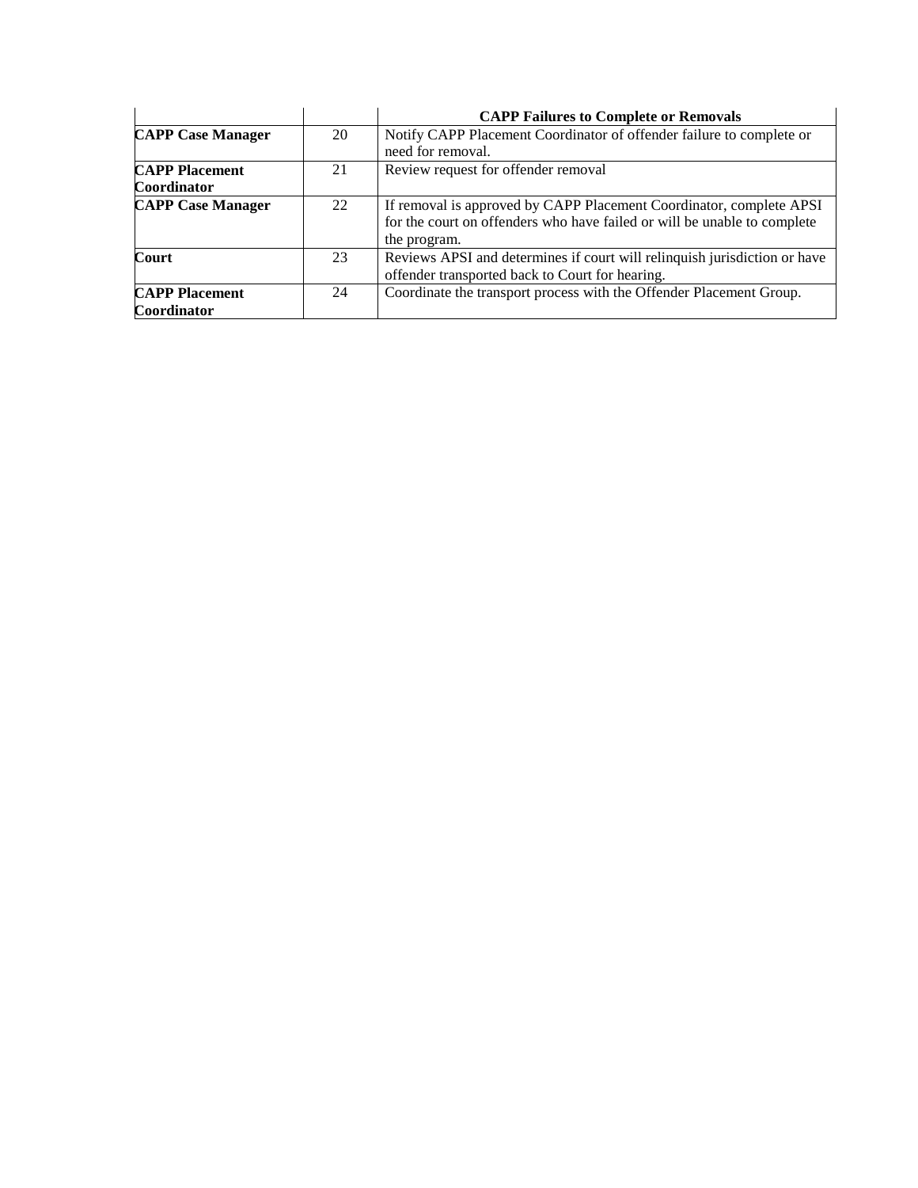| | | **CAPP Failures to Complete or Removals** |
|---|---|---|
| **CAPP Case Manager** | 20 | Notify CAPP Placement Coordinator of offender failure to complete or need for removal. |
| **CAPP Placement Coordinator** | 21 | Review request for offender removal |
| **CAPP Case Manager** | 22 | If removal is approved by CAPP Placement Coordinator, complete APSI for the court on offenders who have failed or will be unable to complete the program. |
| **Court** | 23 | Reviews APSI and determines if court will relinquish jurisdiction or have offender transported back to Court for hearing. |
| **CAPP Placement Coordinator** | 24 | Coordinate the transport process with the Offender Placement Group. |